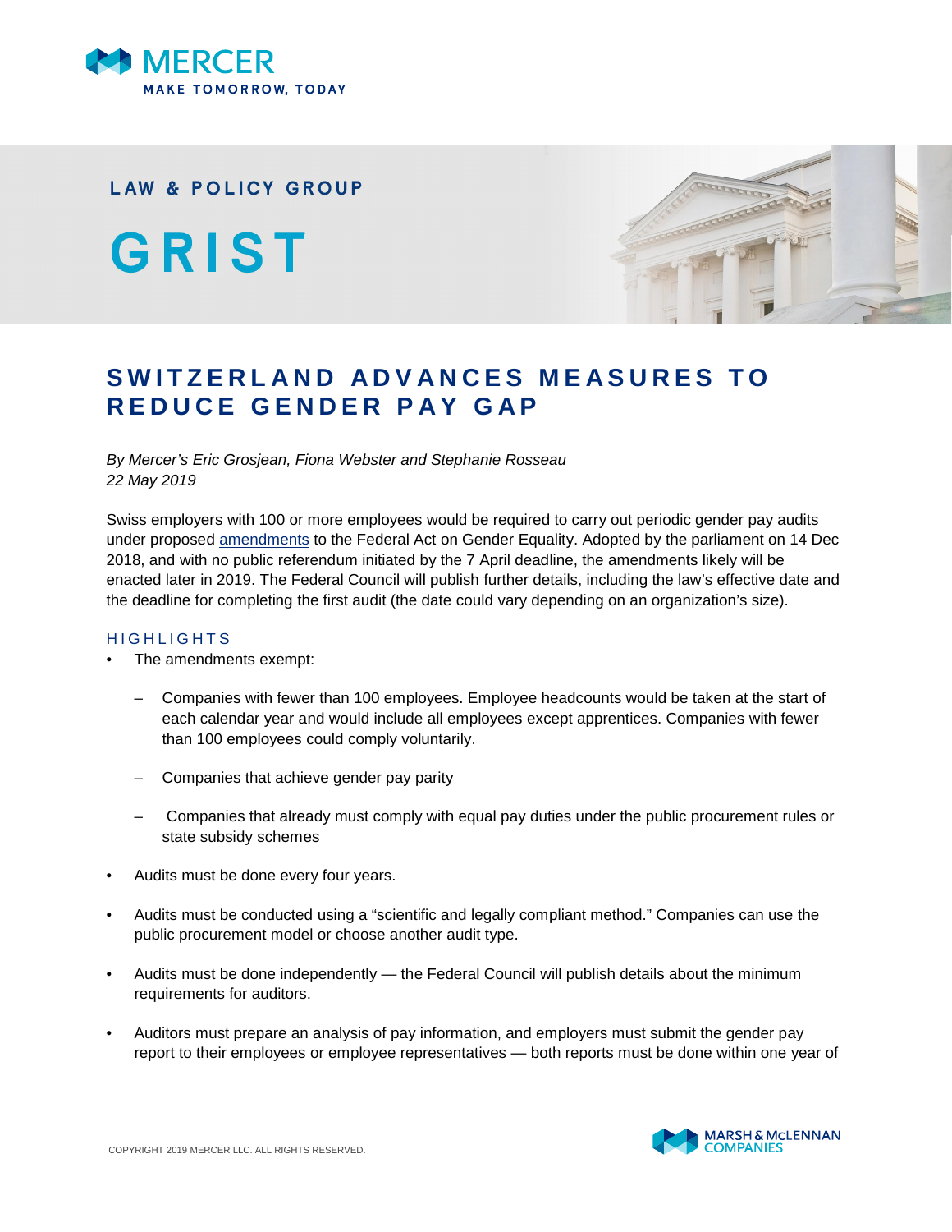MERCER

MAKE TOMORROW, TODAY

LAW & POLICY GROUP

# GRIST

## SWITZERLAND ADVANCES MEASURES TO REDUCE GENDER PAY GAP

*By Mercer's Eric Grosjean, Fiona Webster and Stephanie Rosseau*
*22 May 2019*

Swiss employers with 100 or more employees would be required to carry out periodic gender pay audits under proposed amendments to the Federal Act on Gender Equality. Adopted by the parliament on 14 Dec 2018, and with no public referendum initiated by the 7 April deadline, the amendments likely will be enacted later in 2019. The Federal Council will publish further details, including the law's effective date and the deadline for completing the first audit (the date could vary depending on an organization's size).

### HIGHLIGHTS

- The amendments exempt:
  - Companies with fewer than 100 employees. Employee headcounts would be taken at the start of each calendar year and would include all employees except apprentices. Companies with fewer than 100 employees could comply voluntarily.
  - Companies that achieve gender pay parity
  - Companies that already must comply with equal pay duties under the public procurement rules or state subsidy schemes
- Audits must be done every four years.
- Audits must be conducted using a "scientific and legally compliant method." Companies can use the public procurement model or choose another audit type.
- Audits must be done independently — the Federal Council will publish details about the minimum requirements for auditors.
- Auditors must prepare an analysis of pay information, and employers must submit the gender pay report to their employees or employee representatives — both reports must be done within one year of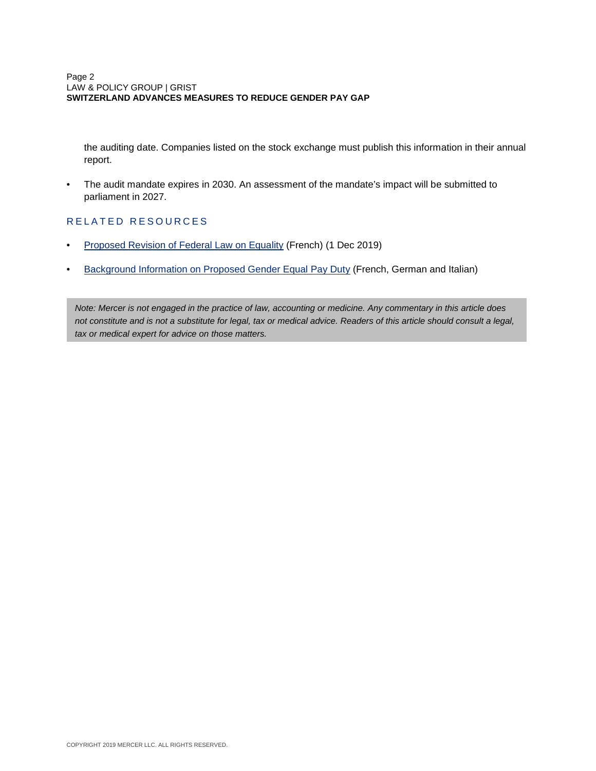the auditing date. Companies listed on the stock exchange must publish this information in their annual report.

- The audit mandate expires in 2030. An assessment of the mandate's impact will be submitted to parliament in 2027.

## RELATED RESOURCES

- Proposed Revision of Federal Law on Equality (French) (1 Dec 2019)
- Background Information on Proposed Gender Equal Pay Duty (French, German and Italian)

*Note: Mercer is not engaged in the practice of law, accounting or medicine. Any commentary in this article does not constitute and is not a substitute for legal, tax or medical advice. Readers of this article should consult a legal, tax or medical expert for advice on those matters.*

COPYRIGHT 2019 MERCER LLC. ALL RIGHTS RESERVED.